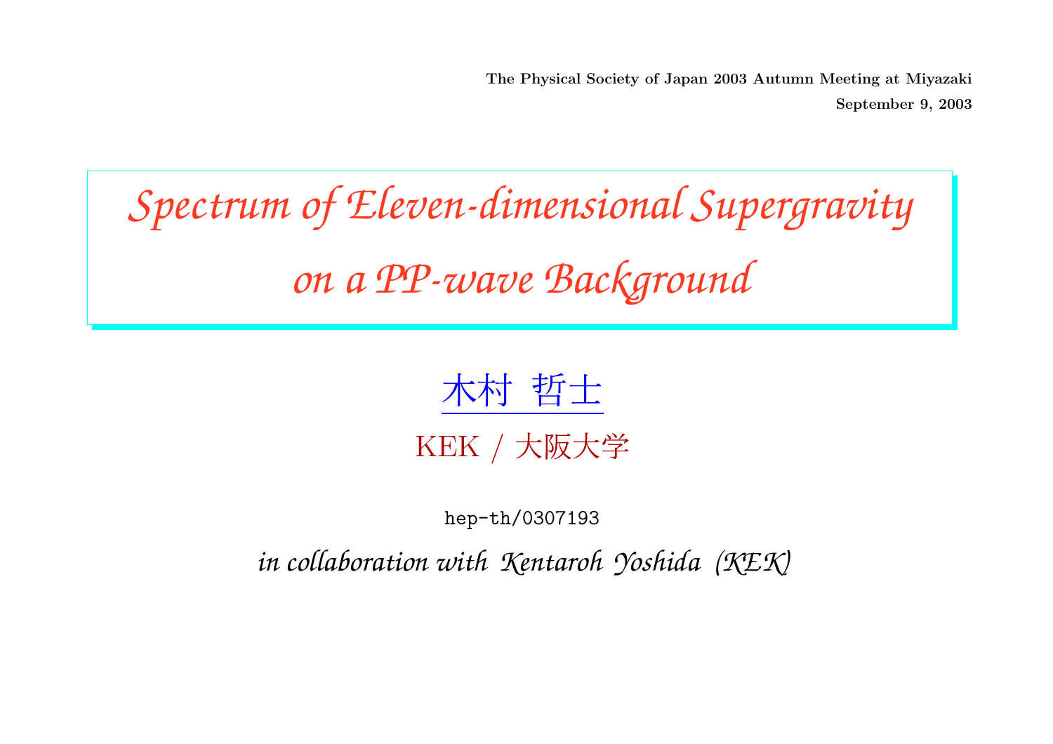**The Physical Society of Japan 2003 Autumn Meeting at Miyazaki**

**September 9, 2003**

# *Spectrum of Eleven-dimensional Supergravity on a PP-wave Background*

木村 哲士

KEK / 大阪大学

hep-th/0307193

*in collaboration with Kentaroh Yoshida (KEK)*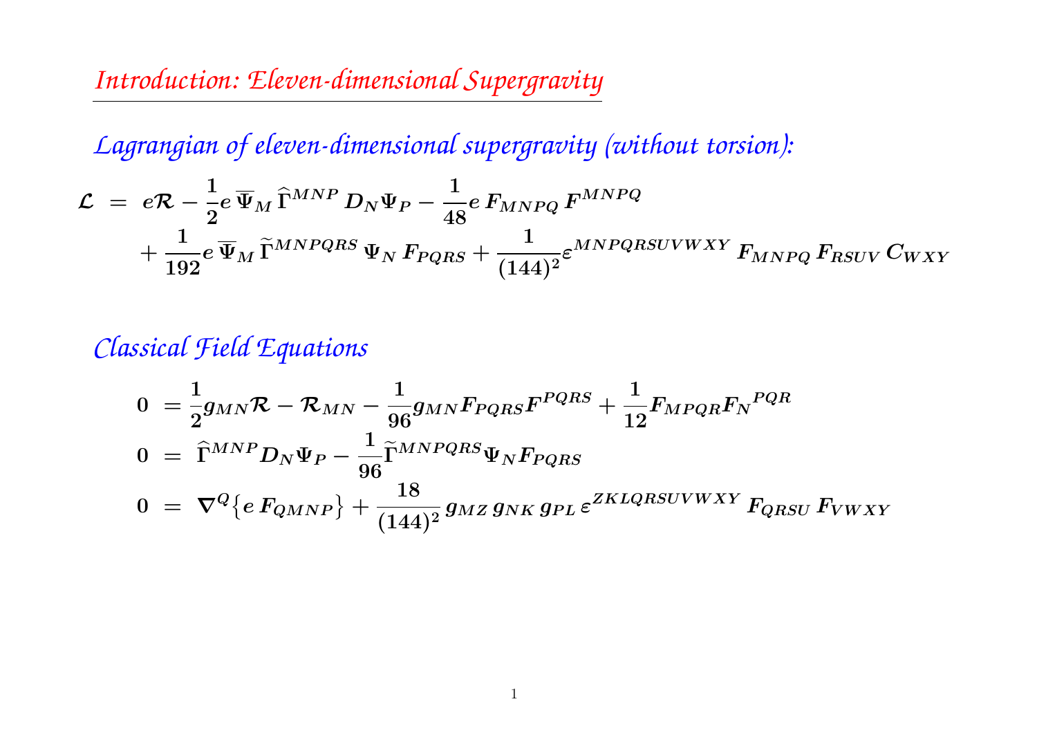## *Introduction: Eleven-dimensional Supergravity*

*Lagrangian of eleven-dimensional supergravity (without torsion):*

$$
\begin{aligned}
\mathcal{L} \;=\; & e\mathcal{R} - \frac{1}{2} e\, \overline{\Psi}_M \, \widehat{\Gamma}^{MNP} \, D_N \Psi_P - \frac{1}{48} e\, F_{MNPQ}\, F^{MNPQ} \\
& + \frac{1}{192} e\, \overline{\Psi}_M \, \widetilde{\Gamma}^{MNPQRS} \, \Psi_N \, F_{PQRS} + \frac{1}{(144)^2} \varepsilon^{MNPQRSUVWXY} \, F_{MNPQ}\, F_{RSUV}\, C_{WXY}
\end{aligned}
$$

*Classical Field Equations*

$$
\begin{aligned}
0 \;&=\; \frac{1}{2} g_{MN} \mathcal{R} - \mathcal{R}_{MN} - \frac{1}{96} g_{MN} F_{PQRS} F^{PQRS} + \frac{1}{12} F_{MPQR} F_N{}^{PQR} \\
0 \;&=\; \widehat{\Gamma}^{MNP} D_N \Psi_P - \frac{1}{96} \widetilde{\Gamma}^{MNPQRS} \Psi_N F_{PQRS} \\
0 \;&=\; \nabla^Q \big\{ e\, F_{QMNP} \big\} + \frac{18}{(144)^2} \, g_{MZ}\, g_{NK}\, g_{PL}\, \varepsilon^{ZKLQRSUVWXY} \, F_{QRSU}\, F_{VWXY}
\end{aligned}
$$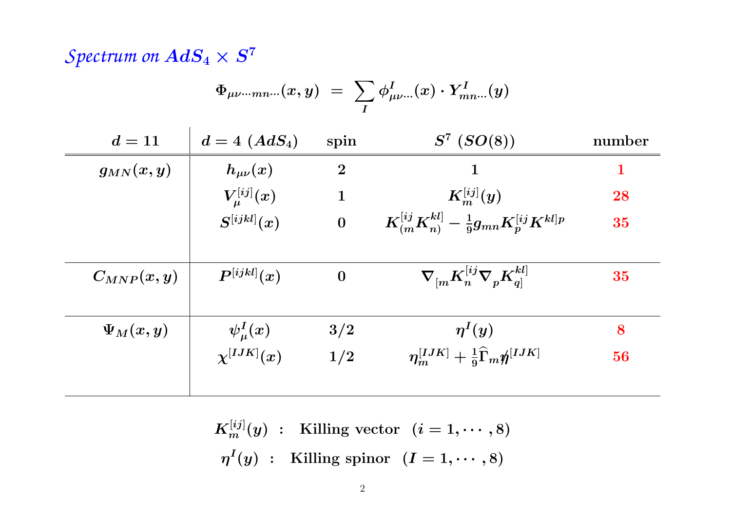## *Spectrum on $AdS_4 \times S^7$*

$$\Phi_{\mu\nu\cdots mn\cdots}(x,y) \;=\; \sum_I \phi^I_{\mu\nu\cdots}(x)\cdot Y^I_{mn\cdots}(y)$$

| $d = 11$ | $d = 4$ $(AdS_4)$ | spin | $S^7$ $(SO(8))$ | number |
|---|---|---|---|---|
| $g_{MN}(x,y)$ | $h_{\mu\nu}(x)$ | 2 | 1 | 1 |
| | $V^{[ij]}_\mu(x)$ | 1 | $K^{[ij]}_m(y)$ | 28 |
| | $S^{[ijkl]}(x)$ | 0 | $K^{[ij}_{(m}K^{kl]}_{n)} - \frac{1}{9}g_{mn}K^{[ij}_p K^{kl]p}$ | 35 |
| $C_{MNP}(x,y)$ | $P^{[ijkl]}(x)$ | 0 | $\nabla_{[m}K^{[ij}_n \nabla_p K^{kl]}_{q]}$ | 35 |
| $\Psi_M(x,y)$ | $\psi^I_\mu(x)$ | 3/2 | $\eta^I(y)$ | 8 |
| | $\chi^{[IJK]}(x)$ | 1/2 | $\eta^{[IJK]}_m + \frac{1}{9}\widehat{\Gamma}_m \not\eta^{[IJK]}$ | 56 |

$K^{[ij]}_m(y)$ : Killing vector $(i = 1, \cdots, 8)$

$\eta^I(y)$ : Killing spinor $(I = 1, \cdots, 8)$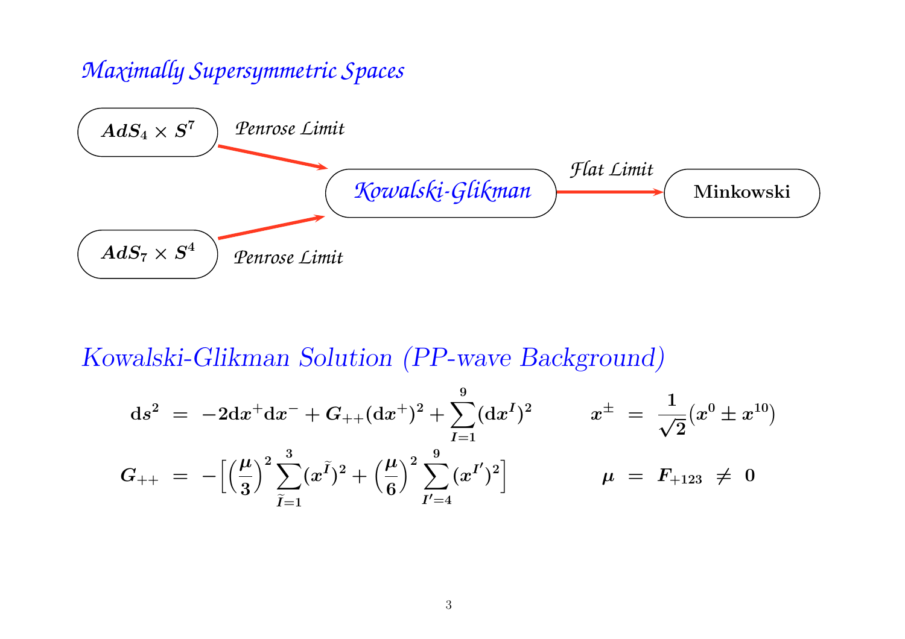## *Maximally Supersymmetric Spaces*

$AdS_4 \times S^7$ —*Penrose Limit*→ *Kowalski-Glikman*

$AdS_7 \times S^4$ —*Penrose Limit*→ *Kowalski-Glikman*

*Kowalski-Glikman* —*Flat Limit*→ **Minkowski**

## Kowalski-Glikman Solution (PP-wave Background)

$$ds^2 = -2dx^+dx^- + G_{++}(dx^+)^2 + \sum_{I=1}^{9}(dx^I)^2 \qquad x^\pm = \frac{1}{\sqrt{2}}(x^0 \pm x^{10})$$

$$G_{++} = -\Big[\Big(\frac{\mu}{3}\Big)^2 \sum_{\tilde{I}=1}^{3}(x^{\tilde{I}})^2 + \Big(\frac{\mu}{6}\Big)^2 \sum_{I'=4}^{9}(x^{I'})^2\Big] \qquad \mu = F_{+123} \neq 0$$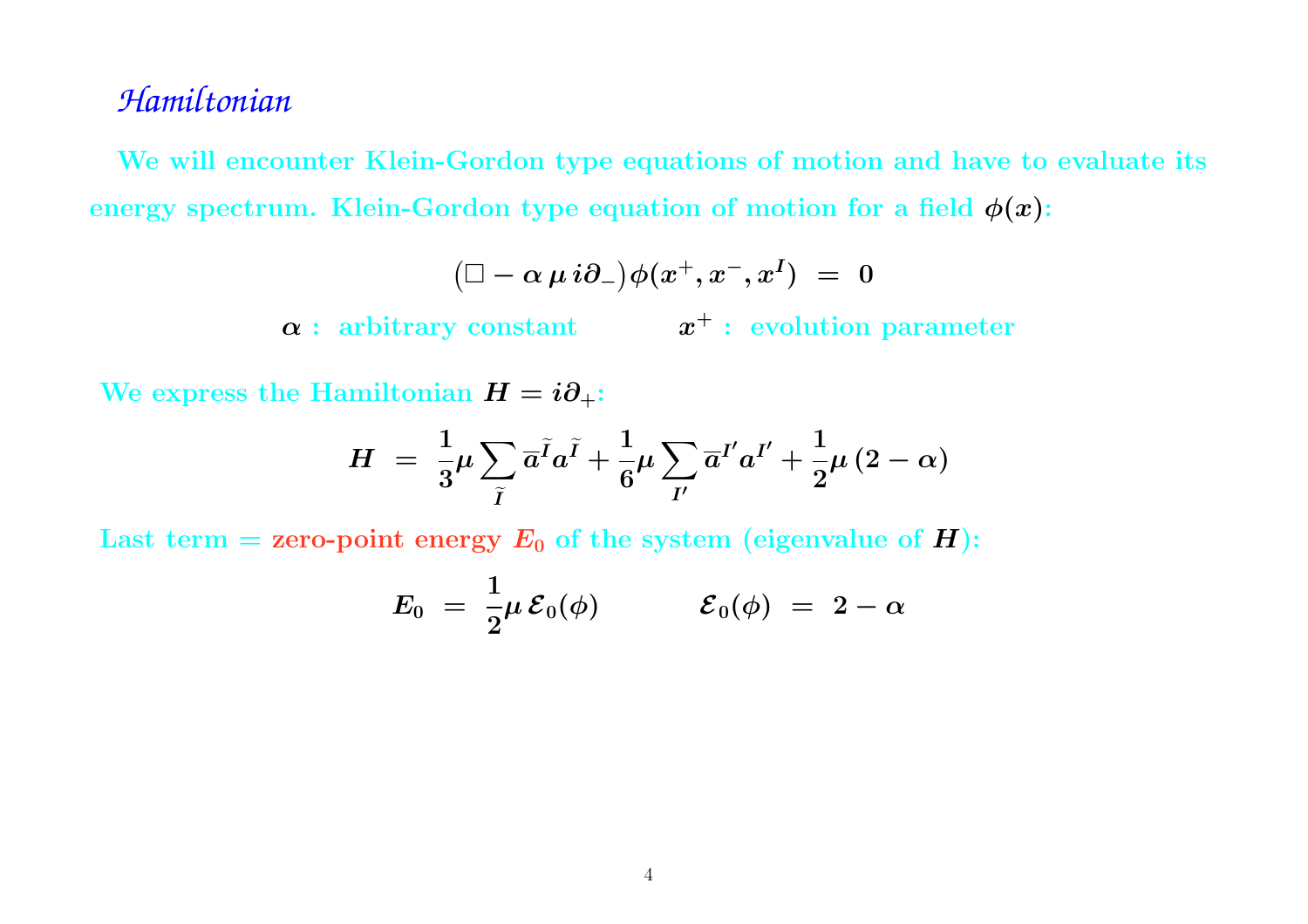## *Hamiltonian*

We will encounter Klein-Gordon type equations of motion and have to evaluate its energy spectrum. Klein-Gordon type equation of motion for a field $\phi(x)$:

$$\left(\Box - \alpha\, \mu\, i\partial_-\right)\phi(x^+, x^-, x^I) \;=\; 0$$

$\alpha$ : arbitrary constant $\qquad\qquad x^+$ : evolution parameter

We express the Hamiltonian $H = i\partial_+$:

$$H \;=\; \frac{1}{3}\mu \sum_{\tilde{I}} \overline{a}^{\tilde{I}} a^{\tilde{I}} + \frac{1}{6}\mu \sum_{I'} \overline{a}^{I'} a^{I'} + \frac{1}{2}\mu\,(2 - \alpha)$$

Last term = zero-point energy $E_0$ of the system (eigenvalue of $H$):

$$E_0 \;=\; \frac{1}{2}\mu\, \mathcal{E}_0(\phi) \qquad\qquad \mathcal{E}_0(\phi) \;=\; 2 - \alpha$$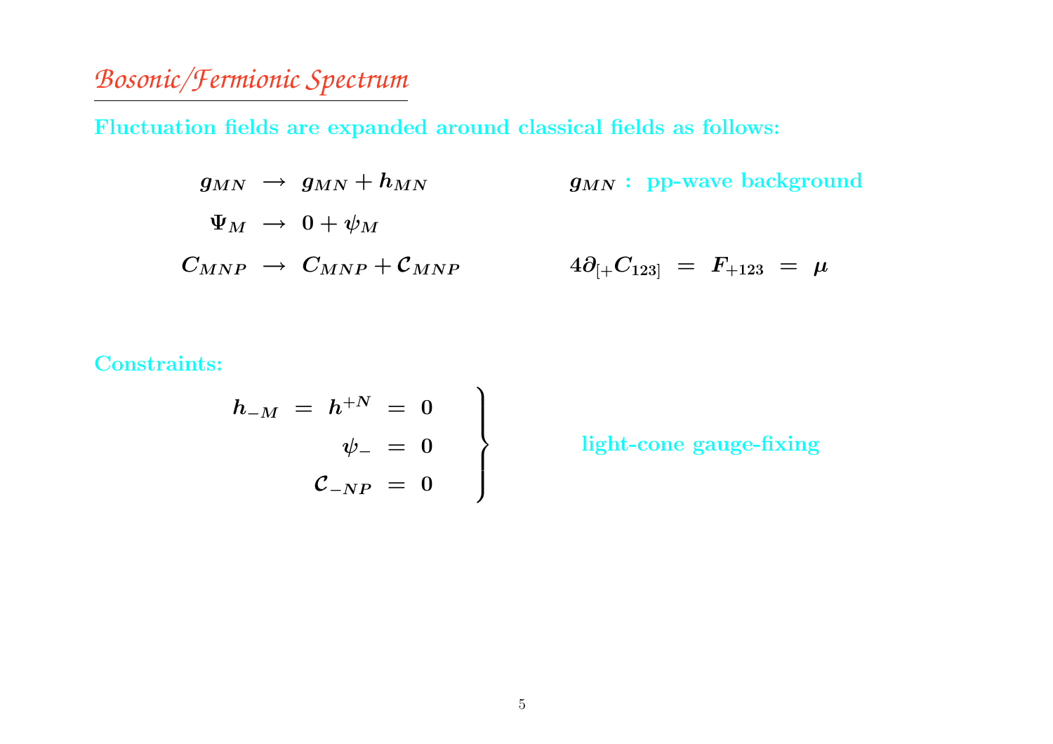## *Bosonic/Fermionic Spectrum*

**Fluctuation fields are expanded around classical fields as follows:**

$$
\begin{aligned}
g_{MN} &\rightarrow g_{MN} + h_{MN} \qquad && g_{MN} : \text{ pp-wave background} \\
\Psi_M &\rightarrow 0 + \psi_M && \\
C_{MNP} &\rightarrow C_{MNP} + \mathcal{C}_{MNP} && 4\partial_{[+}C_{123]} \;=\; F_{+123} \;=\; \mu
\end{aligned}
$$

**Constraints:**

$$
\left.
\begin{aligned}
h_{-M} \;=\; h^{+N} &\;=\; 0 \\
\psi_{-} &\;=\; 0 \\
\mathcal{C}_{-NP} &\;=\; 0
\end{aligned}
\right\} \qquad \text{light-cone gauge-fixing}
$$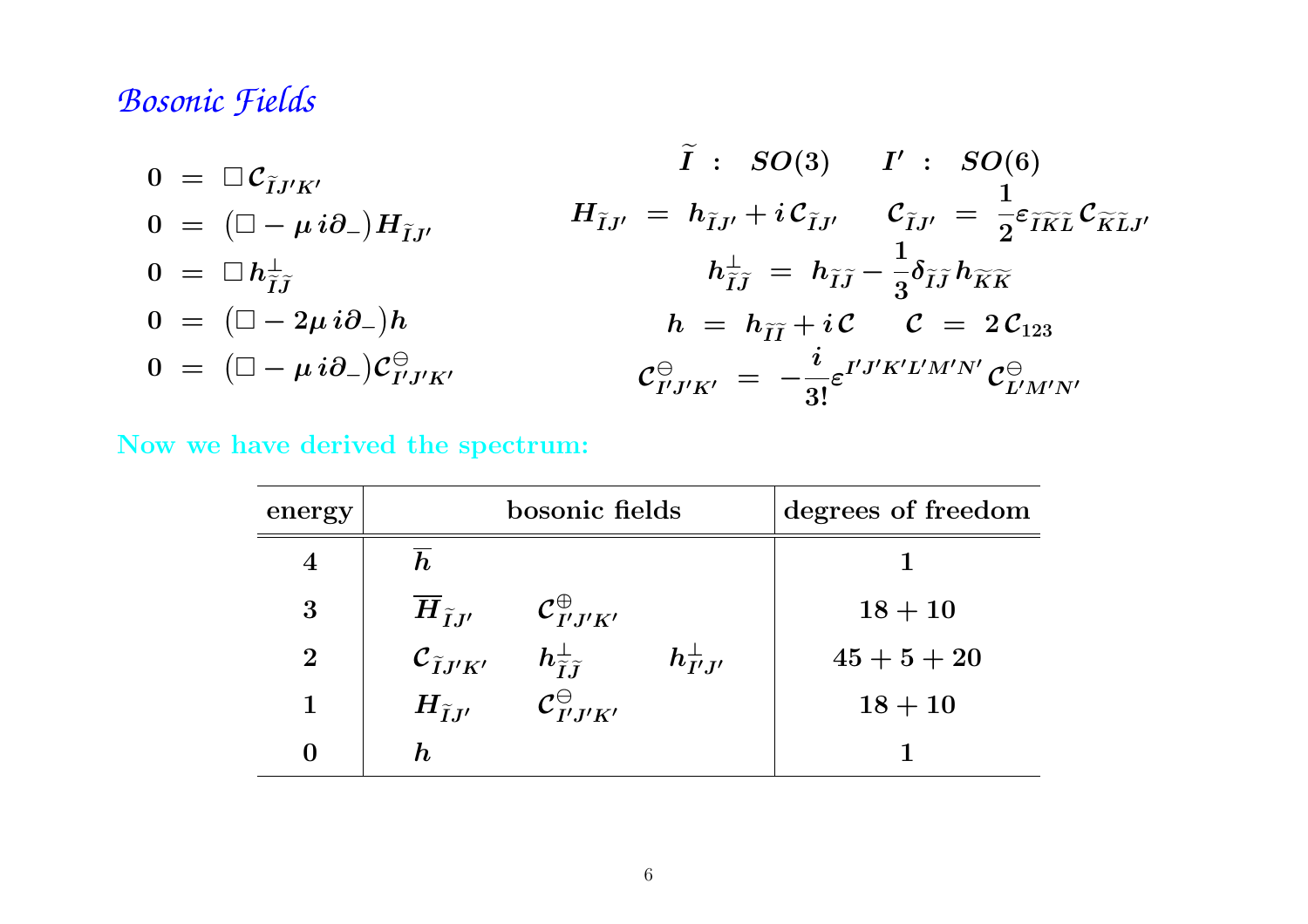# *Bosonic Fields*

$$
\begin{aligned}
0 &= \Box\, \mathcal{C}_{\widetilde{I}J'K'} \\
0 &= \left(\Box - \mu\, i\partial_-\right) H_{\widetilde{I}J'} \\
0 &= \Box\, h^{\perp}_{\widetilde{I}\widetilde{J}} \\
0 &= \left(\Box - 2\mu\, i\partial_-\right) h \\
0 &= \left(\Box - \mu\, i\partial_-\right) \mathcal{C}^{\ominus}_{I'J'K'}
\end{aligned}
$$

$$
\widetilde{I} \;:\; SO(3) \qquad I' \;:\; SO(6)
$$

$$
H_{\widetilde{I}J'} = h_{\widetilde{I}J'} + i\,\mathcal{C}_{\widetilde{I}J'} \qquad \mathcal{C}_{\widetilde{I}J'} = \frac{1}{2}\varepsilon_{\widetilde{I}\widetilde{K}\widetilde{L}}\,\mathcal{C}_{\widetilde{K}\widetilde{L}J'}
$$

$$
h^{\perp}_{\widetilde{I}\widetilde{J}} = h_{\widetilde{I}\widetilde{J}} - \frac{1}{3}\delta_{\widetilde{I}\widetilde{J}}\, h_{\widetilde{K}\widetilde{K}}
$$

$$
h = h_{\widetilde{I}\widetilde{I}} + i\,\mathcal{C} \qquad \mathcal{C} = 2\,\mathcal{C}_{123}
$$

$$
\mathcal{C}^{\ominus}_{I'J'K'} = -\frac{i}{3!}\varepsilon^{I'J'K'L'M'N'}\,\mathcal{C}^{\ominus}_{L'M'N'}
$$

**Now we have derived the spectrum:**

| energy | bosonic fields | | | degrees of freedom |
|---|---|---|---|---|
| 4 | $\overline{h}$ | | | 1 |
| 3 | $\overline{H}_{\widetilde{I}J'}$ | $\mathcal{C}^{\oplus}_{I'J'K'}$ | | $18+10$ |
| 2 | $\mathcal{C}_{\widetilde{I}J'K'}$ | $h^{\perp}_{\widetilde{I}\widetilde{J}}$ | $h^{\perp}_{I'J'}$ | $45+5+20$ |
| 1 | $H_{\widetilde{I}J'}$ | $\mathcal{C}^{\ominus}_{I'J'K'}$ | | $18+10$ |
| 0 | $h$ | | | 1 |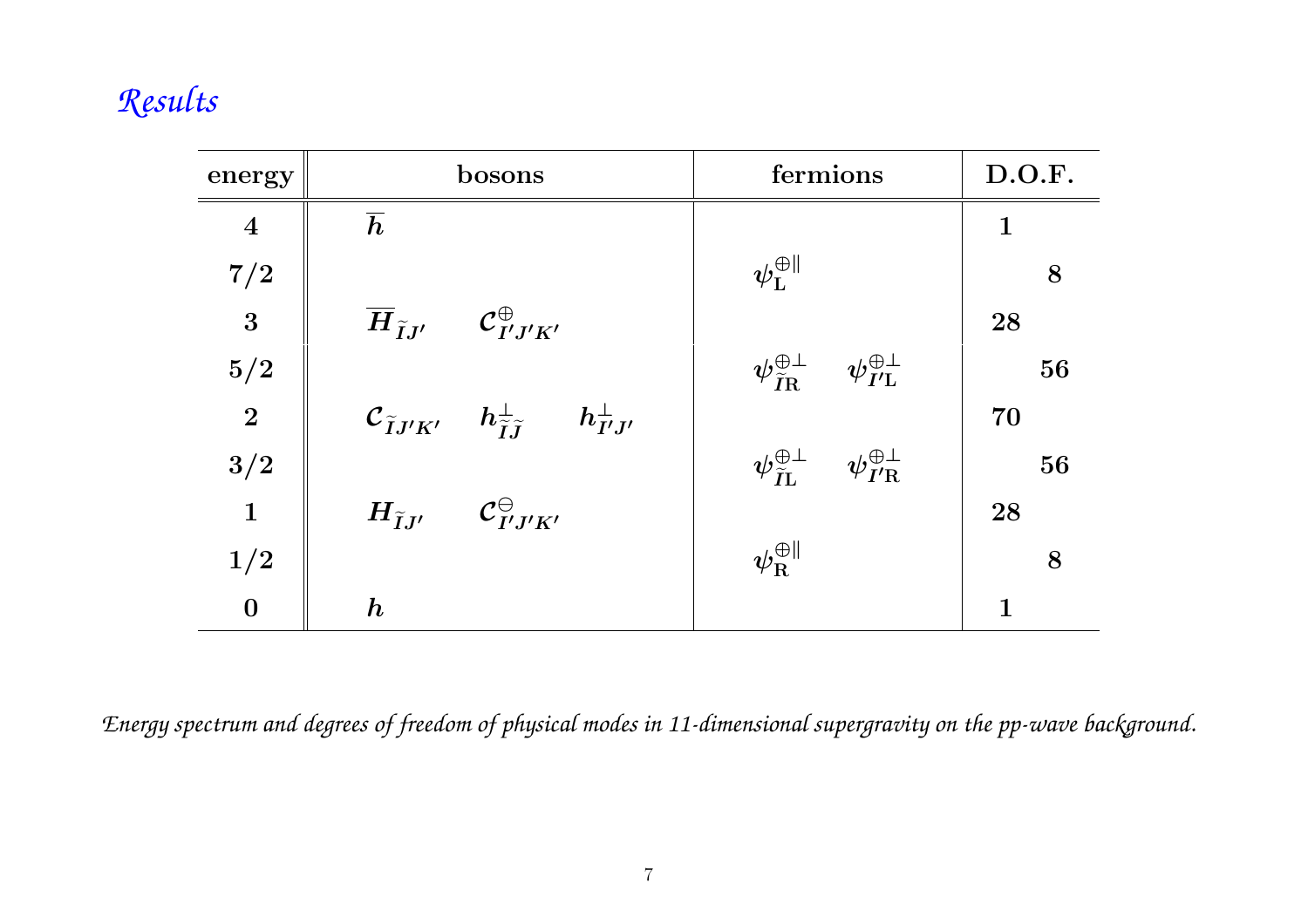# *Results*

| energy | bosons | | | fermions | | D.O.F. | |
|---|---|---|---|---|---|---|---|
| **4** | $\overline{h}$ | | | | | **1** | |
| **7/2** | | | | $\psi_{\mathrm{L}}^{\oplus\parallel}$ | | | **8** |
| **3** | $\overline{H}_{\tilde{I}J'}$ | $\mathcal{C}^{\oplus}_{I'J'K'}$ | | | | **28** | |
| **5/2** | | | | $\psi^{\oplus\perp}_{\tilde{I}\mathrm{R}}$ | $\psi^{\oplus\perp}_{I'\mathrm{L}}$ | | **56** |
| **2** | $\mathcal{C}_{\tilde{I}J'K'}$ | $h^{\perp}_{\tilde{I}\tilde{J}}$ | $h^{\perp}_{I'J'}$ | | | **70** | |
| **3/2** | | | | $\psi^{\oplus\perp}_{\tilde{I}\mathrm{L}}$ | $\psi^{\oplus\perp}_{I'\mathrm{R}}$ | | **56** |
| **1** | $H_{\tilde{I}J'}$ | $\mathcal{C}^{\ominus}_{I'J'K'}$ | | | | **28** | |
| **1/2** | | | | $\psi_{\mathrm{R}}^{\oplus\parallel}$ | | | **8** |
| **0** | $h$ | | | | | **1** | |

*Energy spectrum and degrees of freedom of physical modes in 11-dimensional supergravity on the pp-wave background.*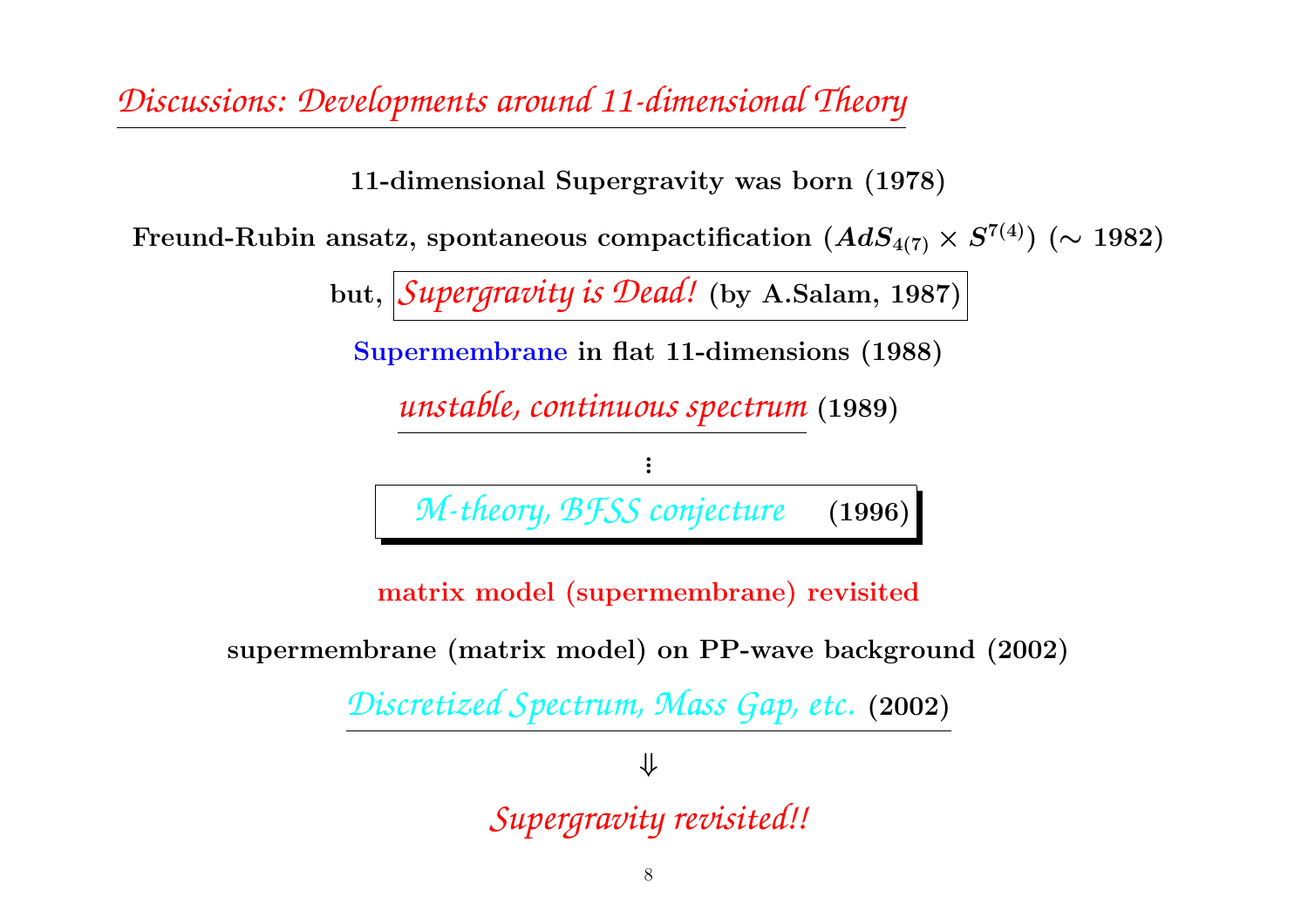# *Discussions: Developments around 11-dimensional Theory*

**11-dimensional Supergravity was born (1978)**

**Freund-Rubin ansatz, spontaneous compactification ($AdS_{4(7)} \times S^{7(4)}$) ($\sim$ 1982)**

**but, *Supergravity is Dead!* (by A.Salam, 1987)**

**Supermembrane in flat 11-dimensions (1988)**

***unstable, continuous spectrum* (1989)**

⋮

***M-theory, BFSS conjecture* (1996)**

**matrix model (supermembrane) revisited**

**supermembrane (matrix model) on PP-wave background (2002)**

***Discretized Spectrum, Mass Gap, etc.* (2002)**

$\Downarrow$

***Supergravity revisited!!***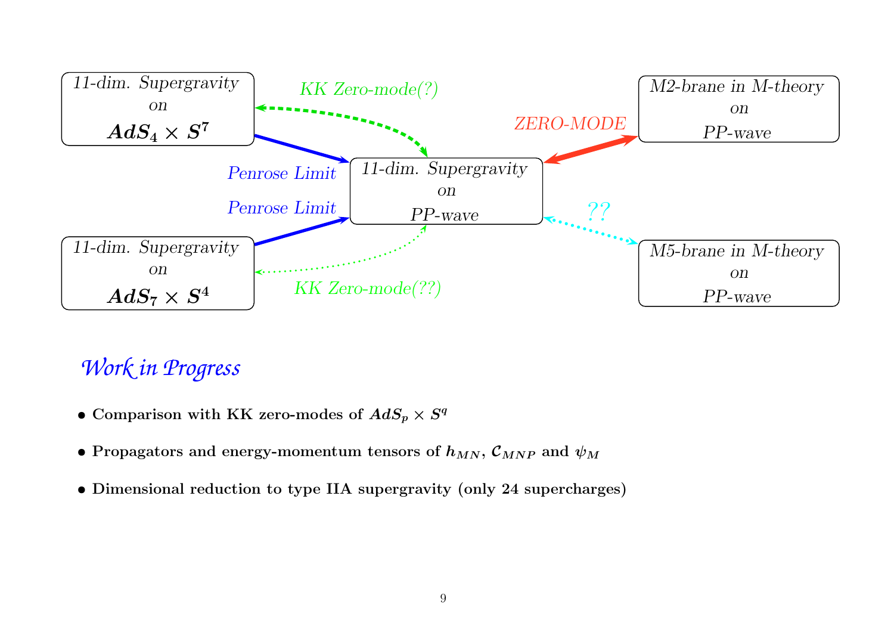11-dim. Supergravity on $AdS_4 \times S^7$

KK Zero-mode(?)

M2-brane in M-theory on PP-wave

ZERO-MODE

Penrose Limit

11-dim. Supergravity on PP-wave

Penrose Limit

??

11-dim. Supergravity on $AdS_7 \times S^4$

KK Zero-mode(??)

M5-brane in M-theory on PP-wave

## *Work in Progress*

- **Comparison with KK zero-modes of $AdS_p \times S^q$**
- **Propagators and energy-momentum tensors of $h_{MN}$, $\mathcal{C}_{MNP}$ and $\psi_M$**
- **Dimensional reduction to type IIA supergravity (only 24 supercharges)**